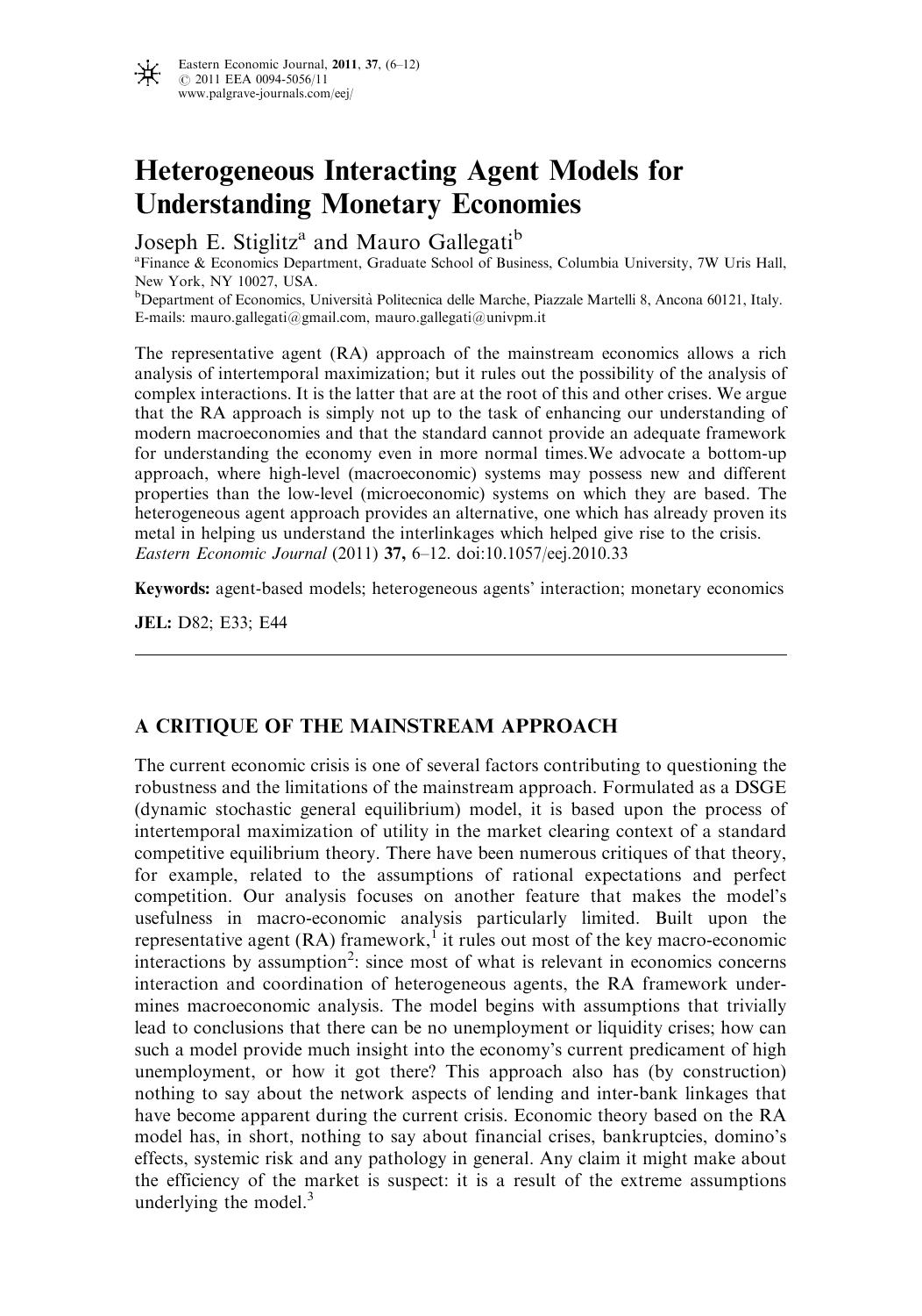# Heterogeneous Interacting Agent Models for Understanding Monetary Economies

Joseph E. Stiglitz[a] and Mauro Gallegati[b]

[a]Finance & Economics Department, Graduate School of Business, Columbia University, 7W Uris Hall, New York, NY 10027, USA.

[b]Department of Economics, Università Politecnica delle Marche, Piazzale Martelli 8, Ancona 60121, Italy.
E-mails: mauro.gallegati@gmail.com, mauro.gallegati@univpm.it

The representative agent (RA) approach of the mainstream economics allows a rich analysis of intertemporal maximization; but it rules out the possibility of the analysis of complex interactions. It is the latter that are at the root of this and other crises. We argue that the RA approach is simply not up to the task of enhancing our understanding of modern macroeconomies and that the standard cannot provide an adequate framework for understanding the economy even in more normal times.We advocate a bottom-up approach, where high-level (macroeconomic) systems may possess new and different properties than the low-level (microeconomic) systems on which they are based. The heterogeneous agent approach provides an alternative, one which has already proven its metal in helping us understand the interlinkages which helped give rise to the crisis.
*Eastern Economic Journal* (2011) **37,** 6–12. doi:10.1057/eej.2010.33

**Keywords:** agent-based models; heterogeneous agents' interaction; monetary economics

**JEL:** D82; E33; E44

## A CRITIQUE OF THE MAINSTREAM APPROACH

The current economic crisis is one of several factors contributing to questioning the robustness and the limitations of the mainstream approach. Formulated as a DSGE (dynamic stochastic general equilibrium) model, it is based upon the process of intertemporal maximization of utility in the market clearing context of a standard competitive equilibrium theory. There have been numerous critiques of that theory, for example, related to the assumptions of rational expectations and perfect competition. Our analysis focuses on another feature that makes the model's usefulness in macro-economic analysis particularly limited. Built upon the representative agent (RA) framework,[1] it rules out most of the key macro-economic interactions by assumption[2]: since most of what is relevant in economics concerns interaction and coordination of heterogeneous agents, the RA framework undermines macroeconomic analysis. The model begins with assumptions that trivially lead to conclusions that there can be no unemployment or liquidity crises; how can such a model provide much insight into the economy's current predicament of high unemployment, or how it got there? This approach also has (by construction) nothing to say about the network aspects of lending and inter-bank linkages that have become apparent during the current crisis. Economic theory based on the RA model has, in short, nothing to say about financial crises, bankruptcies, domino's effects, systemic risk and any pathology in general. Any claim it might make about the efficiency of the market is suspect: it is a result of the extreme assumptions underlying the model.[3]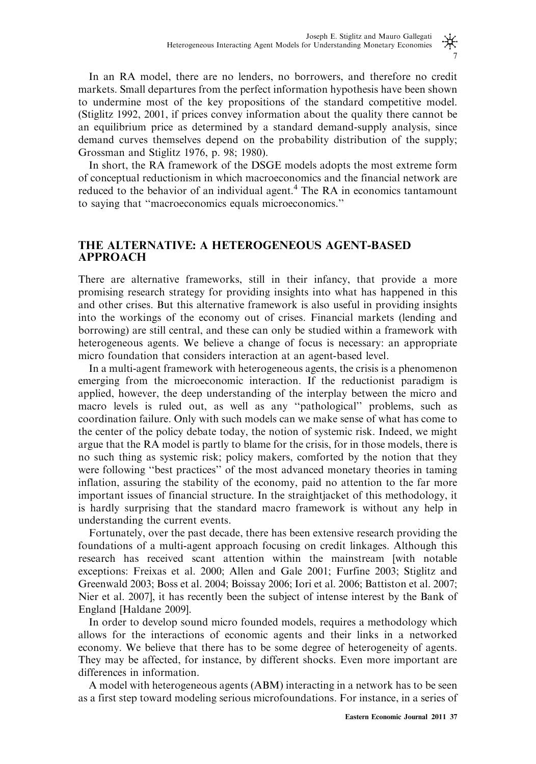In an RA model, there are no lenders, no borrowers, and therefore no credit markets. Small departures from the perfect information hypothesis have been shown to undermine most of the key propositions of the standard competitive model. (Stiglitz 1992, 2001, if prices convey information about the quality there cannot be an equilibrium price as determined by a standard demand-supply analysis, since demand curves themselves depend on the probability distribution of the supply; Grossman and Stiglitz 1976, p. 98; 1980).

In short, the RA framework of the DSGE models adopts the most extreme form of conceptual reductionism in which macroeconomics and the financial network are reduced to the behavior of an individual agent.[4] The RA in economics tantamount to saying that "macroeconomics equals microeconomics."

## THE ALTERNATIVE: A HETEROGENEOUS AGENT-BASED APPROACH

There are alternative frameworks, still in their infancy, that provide a more promising research strategy for providing insights into what has happened in this and other crises. But this alternative framework is also useful in providing insights into the workings of the economy out of crises. Financial markets (lending and borrowing) are still central, and these can only be studied within a framework with heterogeneous agents. We believe a change of focus is necessary: an appropriate micro foundation that considers interaction at an agent-based level.

In a multi-agent framework with heterogeneous agents, the crisis is a phenomenon emerging from the microeconomic interaction. If the reductionist paradigm is applied, however, the deep understanding of the interplay between the micro and macro levels is ruled out, as well as any "pathological" problems, such as coordination failure. Only with such models can we make sense of what has come to the center of the policy debate today, the notion of systemic risk. Indeed, we might argue that the RA model is partly to blame for the crisis, for in those models, there is no such thing as systemic risk; policy makers, comforted by the notion that they were following "best practices" of the most advanced monetary theories in taming inflation, assuring the stability of the economy, paid no attention to the far more important issues of financial structure. In the straightjacket of this methodology, it is hardly surprising that the standard macro framework is without any help in understanding the current events.

Fortunately, over the past decade, there has been extensive research providing the foundations of a multi-agent approach focusing on credit linkages. Although this research has received scant attention within the mainstream [with notable exceptions: Freixas et al. 2000; Allen and Gale 2001; Furfine 2003; Stiglitz and Greenwald 2003; Boss et al. 2004; Boissay 2006; Iori et al. 2006; Battiston et al. 2007; Nier et al. 2007], it has recently been the subject of intense interest by the Bank of England [Haldane 2009].

In order to develop sound micro founded models, requires a methodology which allows for the interactions of economic agents and their links in a networked economy. We believe that there has to be some degree of heterogeneity of agents. They may be affected, for instance, by different shocks. Even more important are differences in information.

A model with heterogeneous agents (ABM) interacting in a network has to be seen as a first step toward modeling serious microfoundations. For instance, in a series of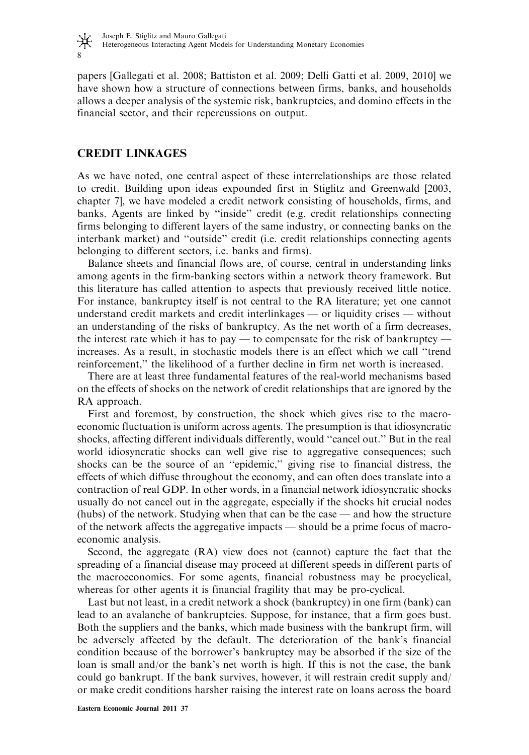papers [Gallegati et al. 2008; Battiston et al. 2009; Delli Gatti et al. 2009, 2010] we have shown how a structure of connections between firms, banks, and households allows a deeper analysis of the systemic risk, bankruptcies, and domino effects in the financial sector, and their repercussions on output.

## CREDIT LINKAGES

As we have noted, one central aspect of these interrelationships are those related to credit. Building upon ideas expounded first in Stiglitz and Greenwald [2003, chapter 7], we have modeled a credit network consisting of households, firms, and banks. Agents are linked by "inside" credit (e.g. credit relationships connecting firms belonging to different layers of the same industry, or connecting banks on the interbank market) and "outside" credit (i.e. credit relationships connecting agents belonging to different sectors, i.e. banks and firms).

Balance sheets and financial flows are, of course, central in understanding links among agents in the firm-banking sectors within a network theory framework. But this literature has called attention to aspects that previously received little notice. For instance, bankruptcy itself is not central to the RA literature; yet one cannot understand credit markets and credit interlinkages — or liquidity crises — without an understanding of the risks of bankruptcy. As the net worth of a firm decreases, the interest rate which it has to pay — to compensate for the risk of bankruptcy — increases. As a result, in stochastic models there is an effect which we call "trend reinforcement," the likelihood of a further decline in firm net worth is increased.

There are at least three fundamental features of the real-world mechanisms based on the effects of shocks on the network of credit relationships that are ignored by the RA approach.

First and foremost, by construction, the shock which gives rise to the macroeconomic fluctuation is uniform across agents. The presumption is that idiosyncratic shocks, affecting different individuals differently, would "cancel out." But in the real world idiosyncratic shocks can well give rise to aggregative consequences; such shocks can be the source of an "epidemic," giving rise to financial distress, the effects of which diffuse throughout the economy, and can often does translate into a contraction of real GDP. In other words, in a financial network idiosyncratic shocks usually do not cancel out in the aggregate, especially if the shocks hit crucial nodes (hubs) of the network. Studying when that can be the case — and how the structure of the network affects the aggregative impacts — should be a prime focus of macroeconomic analysis.

Second, the aggregate (RA) view does not (cannot) capture the fact that the spreading of a financial disease may proceed at different speeds in different parts of the macroeconomics. For some agents, financial robustness may be procyclical, whereas for other agents it is financial fragility that may be pro-cyclical.

Last but not least, in a credit network a shock (bankruptcy) in one firm (bank) can lead to an avalanche of bankruptcies. Suppose, for instance, that a firm goes bust. Both the suppliers and the banks, which made business with the bankrupt firm, will be adversely affected by the default. The deterioration of the bank's financial condition because of the borrower's bankruptcy may be absorbed if the size of the loan is small and/or the bank's net worth is high. If this is not the case, the bank could go bankrupt. If the bank survives, however, it will restrain credit supply and/or make credit conditions harsher raising the interest rate on loans across the board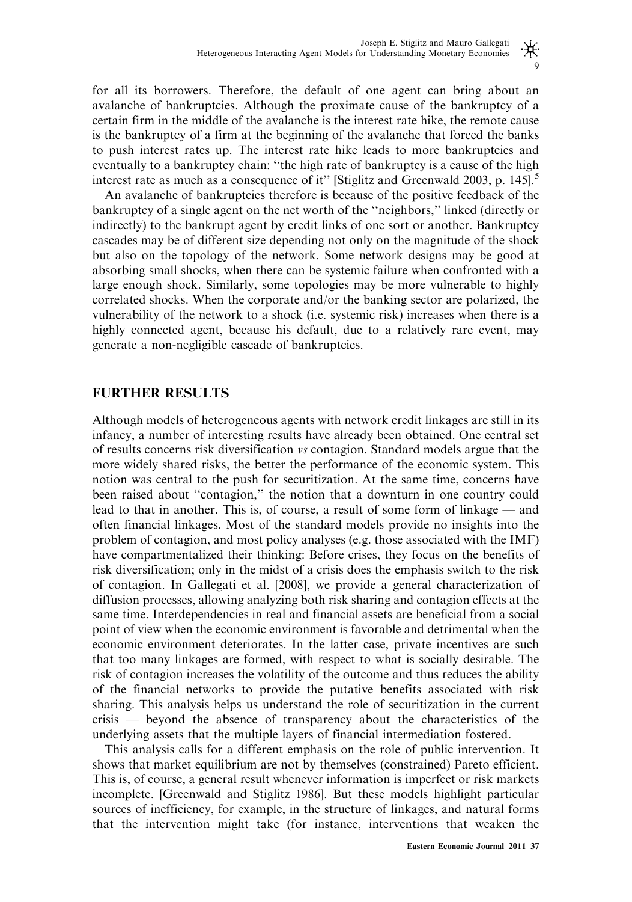for all its borrowers. Therefore, the default of one agent can bring about an avalanche of bankruptcies. Although the proximate cause of the bankruptcy of a certain firm in the middle of the avalanche is the interest rate hike, the remote cause is the bankruptcy of a firm at the beginning of the avalanche that forced the banks to push interest rates up. The interest rate hike leads to more bankruptcies and eventually to a bankruptcy chain: "the high rate of bankruptcy is a cause of the high interest rate as much as a consequence of it" [Stiglitz and Greenwald 2003, p. 145].[5]

An avalanche of bankruptcies therefore is because of the positive feedback of the bankruptcy of a single agent on the net worth of the "neighbors," linked (directly or indirectly) to the bankrupt agent by credit links of one sort or another. Bankruptcy cascades may be of different size depending not only on the magnitude of the shock but also on the topology of the network. Some network designs may be good at absorbing small shocks, when there can be systemic failure when confronted with a large enough shock. Similarly, some topologies may be more vulnerable to highly correlated shocks. When the corporate and/or the banking sector are polarized, the vulnerability of the network to a shock (i.e. systemic risk) increases when there is a highly connected agent, because his default, due to a relatively rare event, may generate a non-negligible cascade of bankruptcies.

## FURTHER RESULTS

Although models of heterogeneous agents with network credit linkages are still in its infancy, a number of interesting results have already been obtained. One central set of results concerns risk diversification *vs* contagion. Standard models argue that the more widely shared risks, the better the performance of the economic system. This notion was central to the push for securitization. At the same time, concerns have been raised about "contagion," the notion that a downturn in one country could lead to that in another. This is, of course, a result of some form of linkage — and often financial linkages. Most of the standard models provide no insights into the problem of contagion, and most policy analyses (e.g. those associated with the IMF) have compartmentalized their thinking: Before crises, they focus on the benefits of risk diversification; only in the midst of a crisis does the emphasis switch to the risk of contagion. In Gallegati et al. [2008], we provide a general characterization of diffusion processes, allowing analyzing both risk sharing and contagion effects at the same time. Interdependencies in real and financial assets are beneficial from a social point of view when the economic environment is favorable and detrimental when the economic environment deteriorates. In the latter case, private incentives are such that too many linkages are formed, with respect to what is socially desirable. The risk of contagion increases the volatility of the outcome and thus reduces the ability of the financial networks to provide the putative benefits associated with risk sharing. This analysis helps us understand the role of securitization in the current crisis — beyond the absence of transparency about the characteristics of the underlying assets that the multiple layers of financial intermediation fostered.

This analysis calls for a different emphasis on the role of public intervention. It shows that market equilibrium are not by themselves (constrained) Pareto efficient. This is, of course, a general result whenever information is imperfect or risk markets incomplete. [Greenwald and Stiglitz 1986]. But these models highlight particular sources of inefficiency, for example, in the structure of linkages, and natural forms that the intervention might take (for instance, interventions that weaken the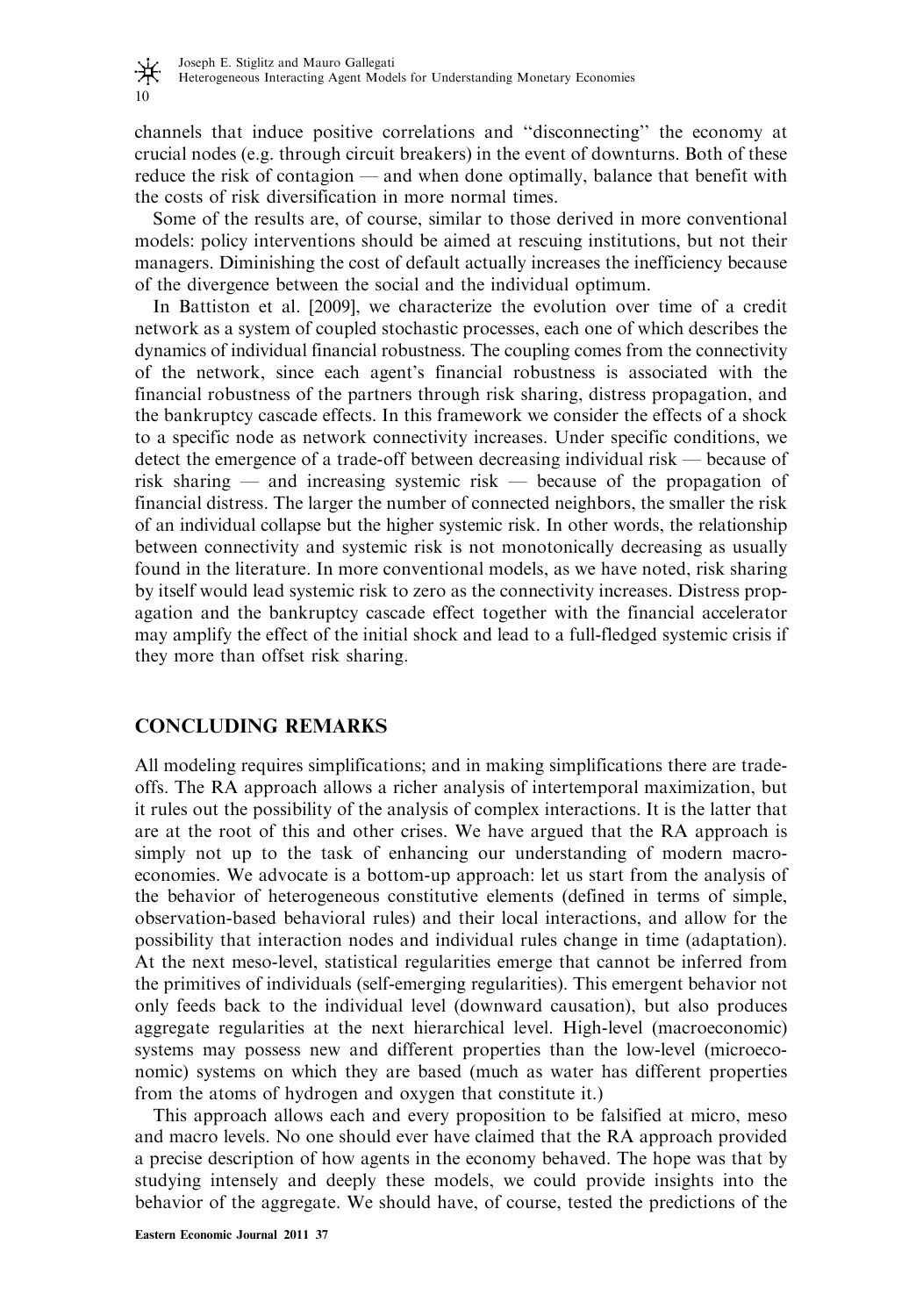channels that induce positive correlations and "disconnecting" the economy at crucial nodes (e.g. through circuit breakers) in the event of downturns. Both of these reduce the risk of contagion — and when done optimally, balance that benefit with the costs of risk diversification in more normal times.

Some of the results are, of course, similar to those derived in more conventional models: policy interventions should be aimed at rescuing institutions, but not their managers. Diminishing the cost of default actually increases the inefficiency because of the divergence between the social and the individual optimum.

In Battiston et al. [2009], we characterize the evolution over time of a credit network as a system of coupled stochastic processes, each one of which describes the dynamics of individual financial robustness. The coupling comes from the connectivity of the network, since each agent's financial robustness is associated with the financial robustness of the partners through risk sharing, distress propagation, and the bankruptcy cascade effects. In this framework we consider the effects of a shock to a specific node as network connectivity increases. Under specific conditions, we detect the emergence of a trade-off between decreasing individual risk — because of risk sharing — and increasing systemic risk — because of the propagation of financial distress. The larger the number of connected neighbors, the smaller the risk of an individual collapse but the higher systemic risk. In other words, the relationship between connectivity and systemic risk is not monotonically decreasing as usually found in the literature. In more conventional models, as we have noted, risk sharing by itself would lead systemic risk to zero as the connectivity increases. Distress propagation and the bankruptcy cascade effect together with the financial accelerator may amplify the effect of the initial shock and lead to a full-fledged systemic crisis if they more than offset risk sharing.

## CONCLUDING REMARKS

All modeling requires simplifications; and in making simplifications there are trade-offs. The RA approach allows a richer analysis of intertemporal maximization, but it rules out the possibility of the analysis of complex interactions. It is the latter that are at the root of this and other crises. We have argued that the RA approach is simply not up to the task of enhancing our understanding of modern macroeconomies. We advocate is a bottom-up approach: let us start from the analysis of the behavior of heterogeneous constitutive elements (defined in terms of simple, observation-based behavioral rules) and their local interactions, and allow for the possibility that interaction nodes and individual rules change in time (adaptation). At the next meso-level, statistical regularities emerge that cannot be inferred from the primitives of individuals (self-emerging regularities). This emergent behavior not only feeds back to the individual level (downward causation), but also produces aggregate regularities at the next hierarchical level. High-level (macroeconomic) systems may possess new and different properties than the low-level (microeconomic) systems on which they are based (much as water has different properties from the atoms of hydrogen and oxygen that constitute it.)

This approach allows each and every proposition to be falsified at micro, meso and macro levels. No one should ever have claimed that the RA approach provided a precise description of how agents in the economy behaved. The hope was that by studying intensely and deeply these models, we could provide insights into the behavior of the aggregate. We should have, of course, tested the predictions of the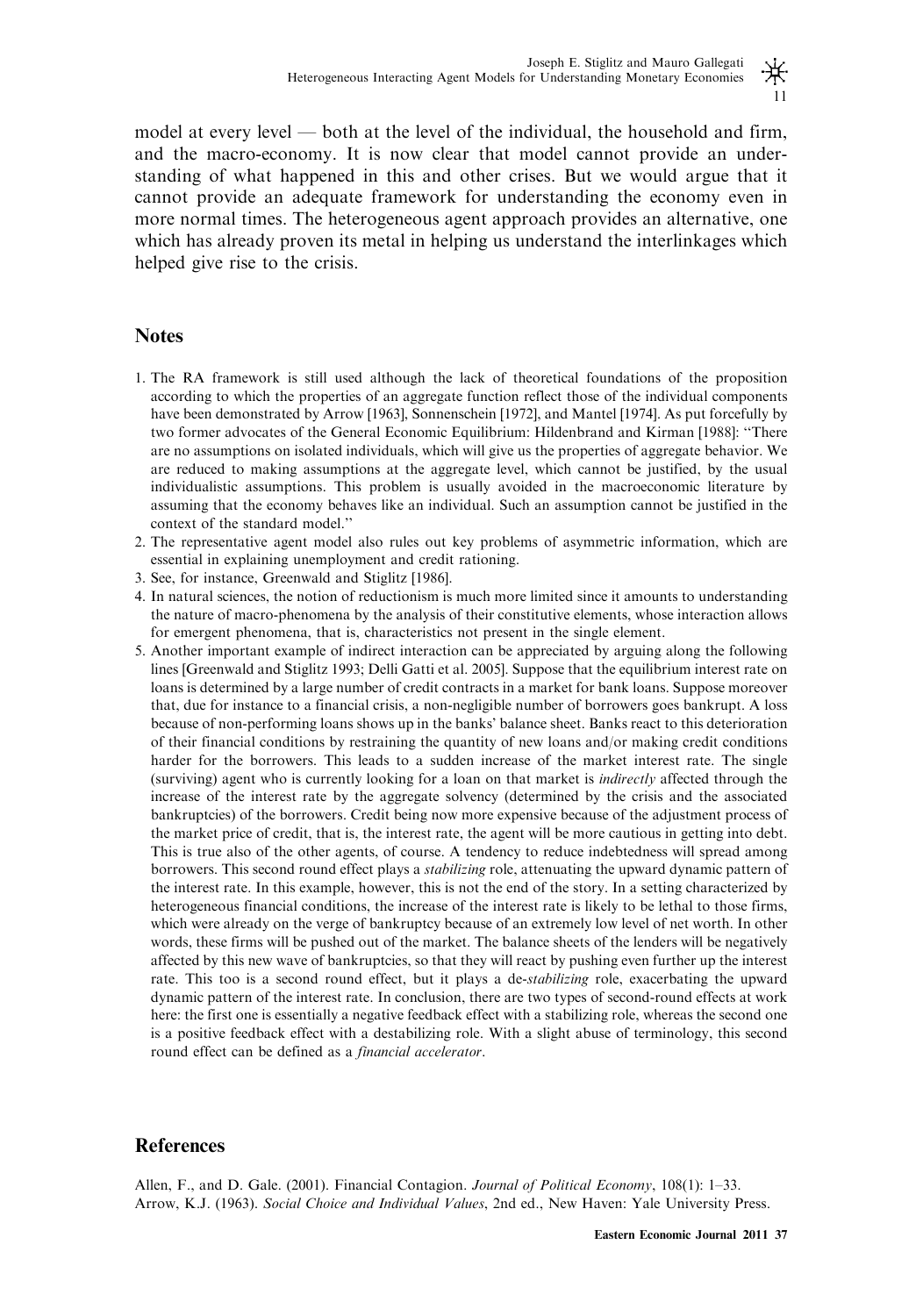model at every level — both at the level of the individual, the household and firm, and the macro-economy. It is now clear that model cannot provide an understanding of what happened in this and other crises. But we would argue that it cannot provide an adequate framework for understanding the economy even in more normal times. The heterogeneous agent approach provides an alternative, one which has already proven its metal in helping us understand the interlinkages which helped give rise to the crisis.

## Notes

1. The RA framework is still used although the lack of theoretical foundations of the proposition according to which the properties of an aggregate function reflect those of the individual components have been demonstrated by Arrow [1963], Sonnenschein [1972], and Mantel [1974]. As put forcefully by two former advocates of the General Economic Equilibrium: Hildenbrand and Kirman [1988]: "There are no assumptions on isolated individuals, which will give us the properties of aggregate behavior. We are reduced to making assumptions at the aggregate level, which cannot be justified, by the usual individualistic assumptions. This problem is usually avoided in the macroeconomic literature by assuming that the economy behaves like an individual. Such an assumption cannot be justified in the context of the standard model."
2. The representative agent model also rules out key problems of asymmetric information, which are essential in explaining unemployment and credit rationing.
3. See, for instance, Greenwald and Stiglitz [1986].
4. In natural sciences, the notion of reductionism is much more limited since it amounts to understanding the nature of macro-phenomena by the analysis of their constitutive elements, whose interaction allows for emergent phenomena, that is, characteristics not present in the single element.
5. Another important example of indirect interaction can be appreciated by arguing along the following lines [Greenwald and Stiglitz 1993; Delli Gatti et al. 2005]. Suppose that the equilibrium interest rate on loans is determined by a large number of credit contracts in a market for bank loans. Suppose moreover that, due for instance to a financial crisis, a non-negligible number of borrowers goes bankrupt. A loss because of non-performing loans shows up in the banks' balance sheet. Banks react to this deterioration of their financial conditions by restraining the quantity of new loans and/or making credit conditions harder for the borrowers. This leads to a sudden increase of the market interest rate. The single (surviving) agent who is currently looking for a loan on that market is *indirectly* affected through the increase of the interest rate by the aggregate solvency (determined by the crisis and the associated bankruptcies) of the borrowers. Credit being now more expensive because of the adjustment process of the market price of credit, that is, the interest rate, the agent will be more cautious in getting into debt. This is true also of the other agents, of course. A tendency to reduce indebtedness will spread among borrowers. This second round effect plays a *stabilizing* role, attenuating the upward dynamic pattern of the interest rate. In this example, however, this is not the end of the story. In a setting characterized by heterogeneous financial conditions, the increase of the interest rate is likely to be lethal to those firms, which were already on the verge of bankruptcy because of an extremely low level of net worth. In other words, these firms will be pushed out of the market. The balance sheets of the lenders will be negatively affected by this new wave of bankruptcies, so that they will react by pushing even further up the interest rate. This too is a second round effect, but it plays a de-*stabilizing* role, exacerbating the upward dynamic pattern of the interest rate. In conclusion, there are two types of second-round effects at work here: the first one is essentially a negative feedback effect with a stabilizing role, whereas the second one is a positive feedback effect with a destabilizing role. With a slight abuse of terminology, this second round effect can be defined as a *financial accelerator*.

## References

Allen, F., and D. Gale. (2001). Financial Contagion. *Journal of Political Economy*, 108(1): 1–33.

Arrow, K.J. (1963). *Social Choice and Individual Values*, 2nd ed., New Haven: Yale University Press.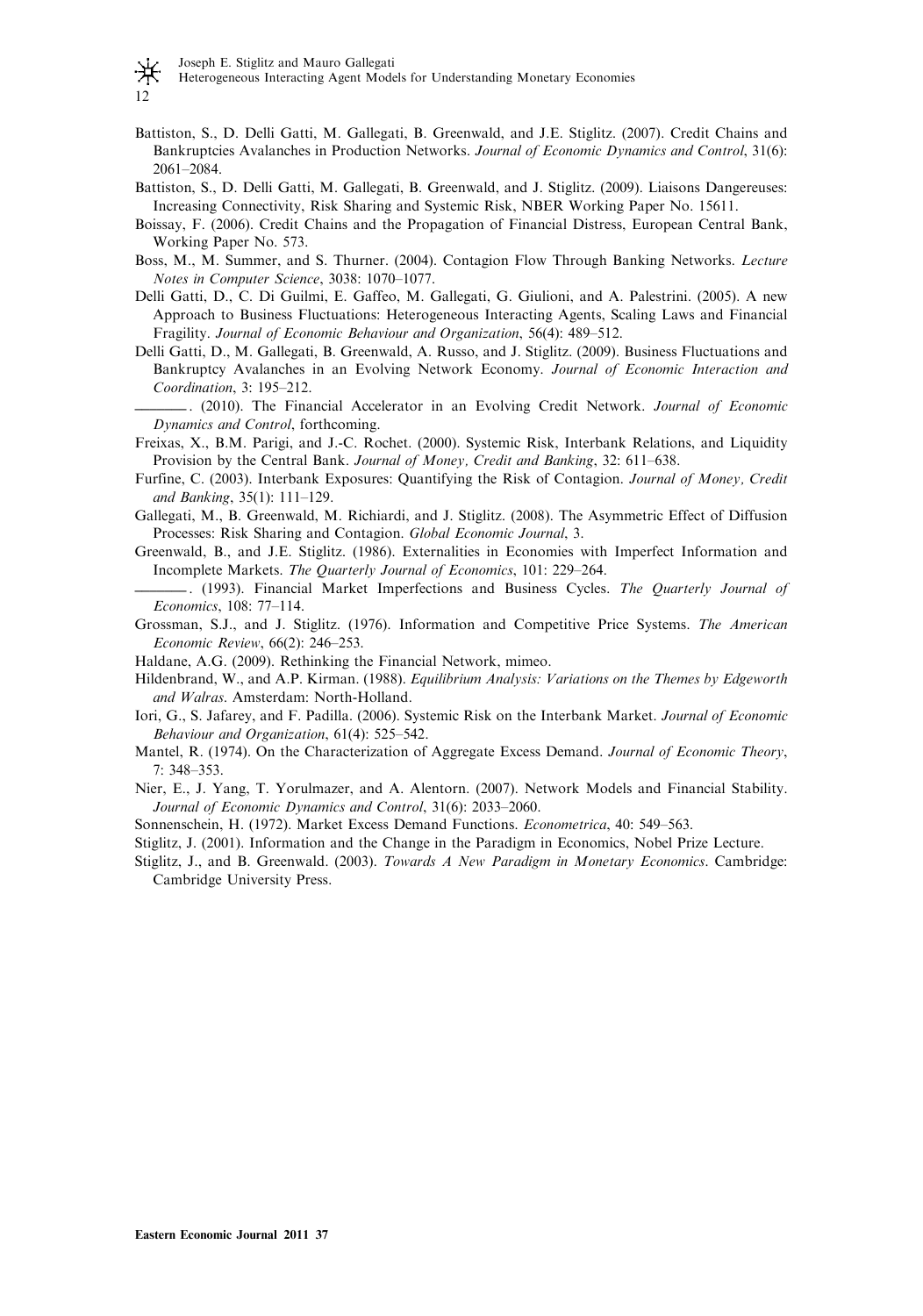Battiston, S., D. Delli Gatti, M. Gallegati, B. Greenwald, and J.E. Stiglitz. (2007). Credit Chains and Bankruptcies Avalanches in Production Networks. *Journal of Economic Dynamics and Control*, 31(6): 2061–2084.

Battiston, S., D. Delli Gatti, M. Gallegati, B. Greenwald, and J. Stiglitz. (2009). Liaisons Dangereuses: Increasing Connectivity, Risk Sharing and Systemic Risk, NBER Working Paper No. 15611.

Boissay, F. (2006). Credit Chains and the Propagation of Financial Distress, European Central Bank, Working Paper No. 573.

Boss, M., M. Summer, and S. Thurner. (2004). Contagion Flow Through Banking Networks. *Lecture Notes in Computer Science*, 3038: 1070–1077.

Delli Gatti, D., C. Di Guilmi, E. Gaffeo, M. Gallegati, G. Giulioni, and A. Palestrini. (2005). A new Approach to Business Fluctuations: Heterogeneous Interacting Agents, Scaling Laws and Financial Fragility. *Journal of Economic Behaviour and Organization*, 56(4): 489–512.

Delli Gatti, D., M. Gallegati, B. Greenwald, A. Russo, and J. Stiglitz. (2009). Business Fluctuations and Bankruptcy Avalanches in an Evolving Network Economy. *Journal of Economic Interaction and Coordination*, 3: 195–212.

———. (2010). The Financial Accelerator in an Evolving Credit Network. *Journal of Economic Dynamics and Control*, forthcoming.

Freixas, X., B.M. Parigi, and J.-C. Rochet. (2000). Systemic Risk, Interbank Relations, and Liquidity Provision by the Central Bank. *Journal of Money, Credit and Banking*, 32: 611–638.

Furfine, C. (2003). Interbank Exposures: Quantifying the Risk of Contagion. *Journal of Money, Credit and Banking*, 35(1): 111–129.

Gallegati, M., B. Greenwald, M. Richiardi, and J. Stiglitz. (2008). The Asymmetric Effect of Diffusion Processes: Risk Sharing and Contagion. *Global Economic Journal*, 3.

Greenwald, B., and J.E. Stiglitz. (1986). Externalities in Economies with Imperfect Information and Incomplete Markets. *The Quarterly Journal of Economics*, 101: 229–264.

———. (1993). Financial Market Imperfections and Business Cycles. *The Quarterly Journal of Economics*, 108: 77–114.

Grossman, S.J., and J. Stiglitz. (1976). Information and Competitive Price Systems. *The American Economic Review*, 66(2): 246–253.

Haldane, A.G. (2009). Rethinking the Financial Network, mimeo.

Hildenbrand, W., and A.P. Kirman. (1988). *Equilibrium Analysis: Variations on the Themes by Edgeworth and Walras*. Amsterdam: North-Holland.

Iori, G., S. Jafarey, and F. Padilla. (2006). Systemic Risk on the Interbank Market. *Journal of Economic Behaviour and Organization*, 61(4): 525–542.

Mantel, R. (1974). On the Characterization of Aggregate Excess Demand. *Journal of Economic Theory*, 7: 348–353.

Nier, E., J. Yang, T. Yorulmazer, and A. Alentorn. (2007). Network Models and Financial Stability. *Journal of Economic Dynamics and Control*, 31(6): 2033–2060.

Sonnenschein, H. (1972). Market Excess Demand Functions. *Econometrica*, 40: 549–563.

Stiglitz, J. (2001). Information and the Change in the Paradigm in Economics, Nobel Prize Lecture.

Stiglitz, J., and B. Greenwald. (2003). *Towards A New Paradigm in Monetary Economics*. Cambridge: Cambridge University Press.